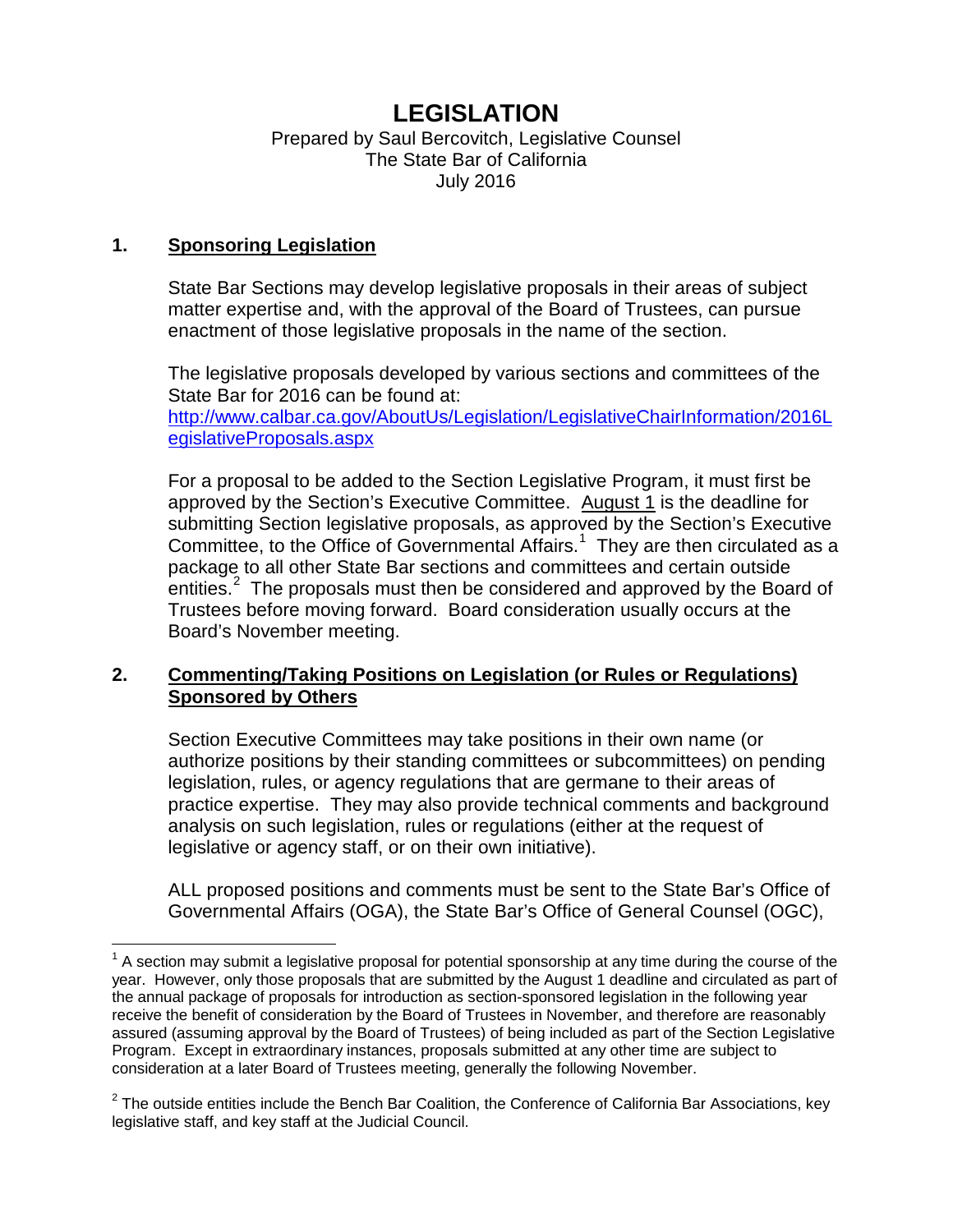# LEGISLATION

Prepared by Saul Bercovitch, Legislative Counsel
The State Bar of California
July 2016

## 1. Sponsoring Legislation

State Bar Sections may develop legislative proposals in their areas of subject matter expertise and, with the approval of the Board of Trustees, can pursue enactment of those legislative proposals in the name of the section.

The legislative proposals developed by various sections and committees of the State Bar for 2016 can be found at:
[http://www.calbar.ca.gov/AboutUs/Legislation/LegislativeChairInformation/2016LegislativeProposals.aspx](http://www.calbar.ca.gov/AboutUs/Legislation/LegislativeChairInformation/2016LegislativeProposals.aspx)

For a proposal to be added to the Section Legislative Program, it must first be approved by the Section's Executive Committee. <u>August 1</u> is the deadline for submitting Section legislative proposals, as approved by the Section's Executive Committee, to the Office of Governmental Affairs.[1] They are then circulated as a package to all other State Bar sections and committees and certain outside entities.[2] The proposals must then be considered and approved by the Board of Trustees before moving forward. Board consideration usually occurs at the Board's November meeting.

## 2. Commenting/Taking Positions on Legislation (or Rules or Regulations) Sponsored by Others

Section Executive Committees may take positions in their own name (or authorize positions by their standing committees or subcommittees) on pending legislation, rules, or agency regulations that are germane to their areas of practice expertise. They may also provide technical comments and background analysis on such legislation, rules or regulations (either at the request of legislative or agency staff, or on their own initiative).

ALL proposed positions and comments must be sent to the State Bar's Office of Governmental Affairs (OGA), the State Bar's Office of General Counsel (OGC),

---

[1] A section may submit a legislative proposal for potential sponsorship at any time during the course of the year. However, only those proposals that are submitted by the August 1 deadline and circulated as part of the annual package of proposals for introduction as section-sponsored legislation in the following year receive the benefit of consideration by the Board of Trustees in November, and therefore are reasonably assured (assuming approval by the Board of Trustees) of being included as part of the Section Legislative Program. Except in extraordinary instances, proposals submitted at any other time are subject to consideration at a later Board of Trustees meeting, generally the following November.

[2] The outside entities include the Bench Bar Coalition, the Conference of California Bar Associations, key legislative staff, and key staff at the Judicial Council.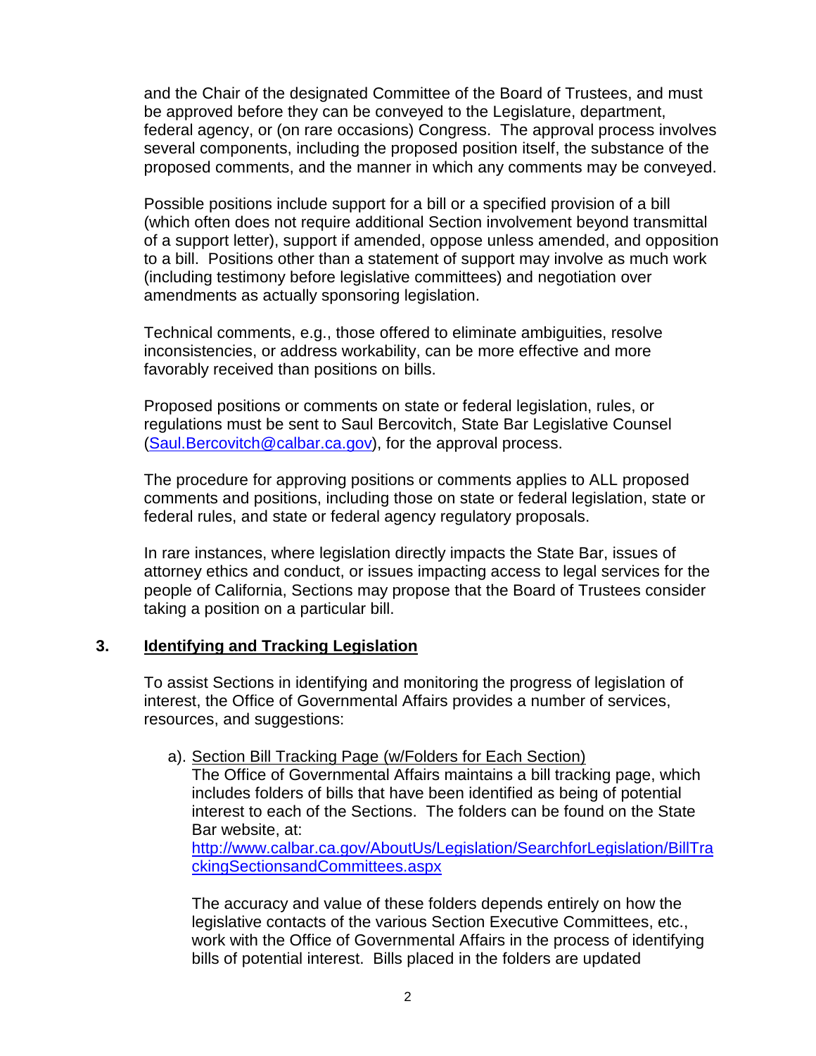and the Chair of the designated Committee of the Board of Trustees, and must be approved before they can be conveyed to the Legislature, department, federal agency, or (on rare occasions) Congress. The approval process involves several components, including the proposed position itself, the substance of the proposed comments, and the manner in which any comments may be conveyed.

Possible positions include support for a bill or a specified provision of a bill (which often does not require additional Section involvement beyond transmittal of a support letter), support if amended, oppose unless amended, and opposition to a bill. Positions other than a statement of support may involve as much work (including testimony before legislative committees) and negotiation over amendments as actually sponsoring legislation.

Technical comments, e.g., those offered to eliminate ambiguities, resolve inconsistencies, or address workability, can be more effective and more favorably received than positions on bills.

Proposed positions or comments on state or federal legislation, rules, or regulations must be sent to Saul Bercovitch, State Bar Legislative Counsel (Saul.Bercovitch@calbar.ca.gov), for the approval process.

The procedure for approving positions or comments applies to ALL proposed comments and positions, including those on state or federal legislation, state or federal rules, and state or federal agency regulatory proposals.

In rare instances, where legislation directly impacts the State Bar, issues of attorney ethics and conduct, or issues impacting access to legal services for the people of California, Sections may propose that the Board of Trustees consider taking a position on a particular bill.

## 3. Identifying and Tracking Legislation

To assist Sections in identifying and monitoring the progress of legislation of interest, the Office of Governmental Affairs provides a number of services, resources, and suggestions:

a). Section Bill Tracking Page (w/Folders for Each Section)
The Office of Governmental Affairs maintains a bill tracking page, which includes folders of bills that have been identified as being of potential interest to each of the Sections. The folders can be found on the State Bar website, at:
http://www.calbar.ca.gov/AboutUs/Legislation/SearchforLegislation/BillTrackingSectionsandCommittees.aspx

The accuracy and value of these folders depends entirely on how the legislative contacts of the various Section Executive Committees, etc., work with the Office of Governmental Affairs in the process of identifying bills of potential interest. Bills placed in the folders are updated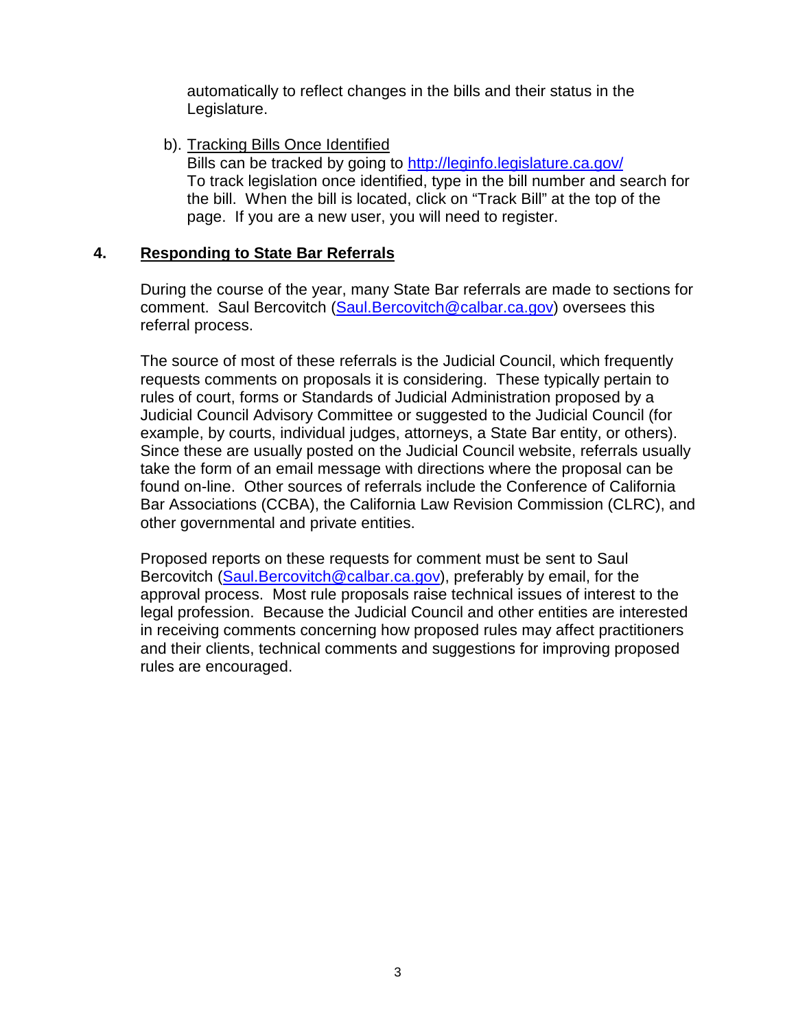automatically to reflect changes in the bills and their status in the Legislature.

b). Tracking Bills Once Identified

Bills can be tracked by going to http://leginfo.legislature.ca.gov/
To track legislation once identified, type in the bill number and search for the bill. When the bill is located, click on "Track Bill" at the top of the page. If you are a new user, you will need to register.

## 4. Responding to State Bar Referrals

During the course of the year, many State Bar referrals are made to sections for comment. Saul Bercovitch (Saul.Bercovitch@calbar.ca.gov) oversees this referral process.

The source of most of these referrals is the Judicial Council, which frequently requests comments on proposals it is considering. These typically pertain to rules of court, forms or Standards of Judicial Administration proposed by a Judicial Council Advisory Committee or suggested to the Judicial Council (for example, by courts, individual judges, attorneys, a State Bar entity, or others). Since these are usually posted on the Judicial Council website, referrals usually take the form of an email message with directions where the proposal can be found on-line. Other sources of referrals include the Conference of California Bar Associations (CCBA), the California Law Revision Commission (CLRC), and other governmental and private entities.

Proposed reports on these requests for comment must be sent to Saul Bercovitch (Saul.Bercovitch@calbar.ca.gov), preferably by email, for the approval process. Most rule proposals raise technical issues of interest to the legal profession. Because the Judicial Council and other entities are interested in receiving comments concerning how proposed rules may affect practitioners and their clients, technical comments and suggestions for improving proposed rules are encouraged.